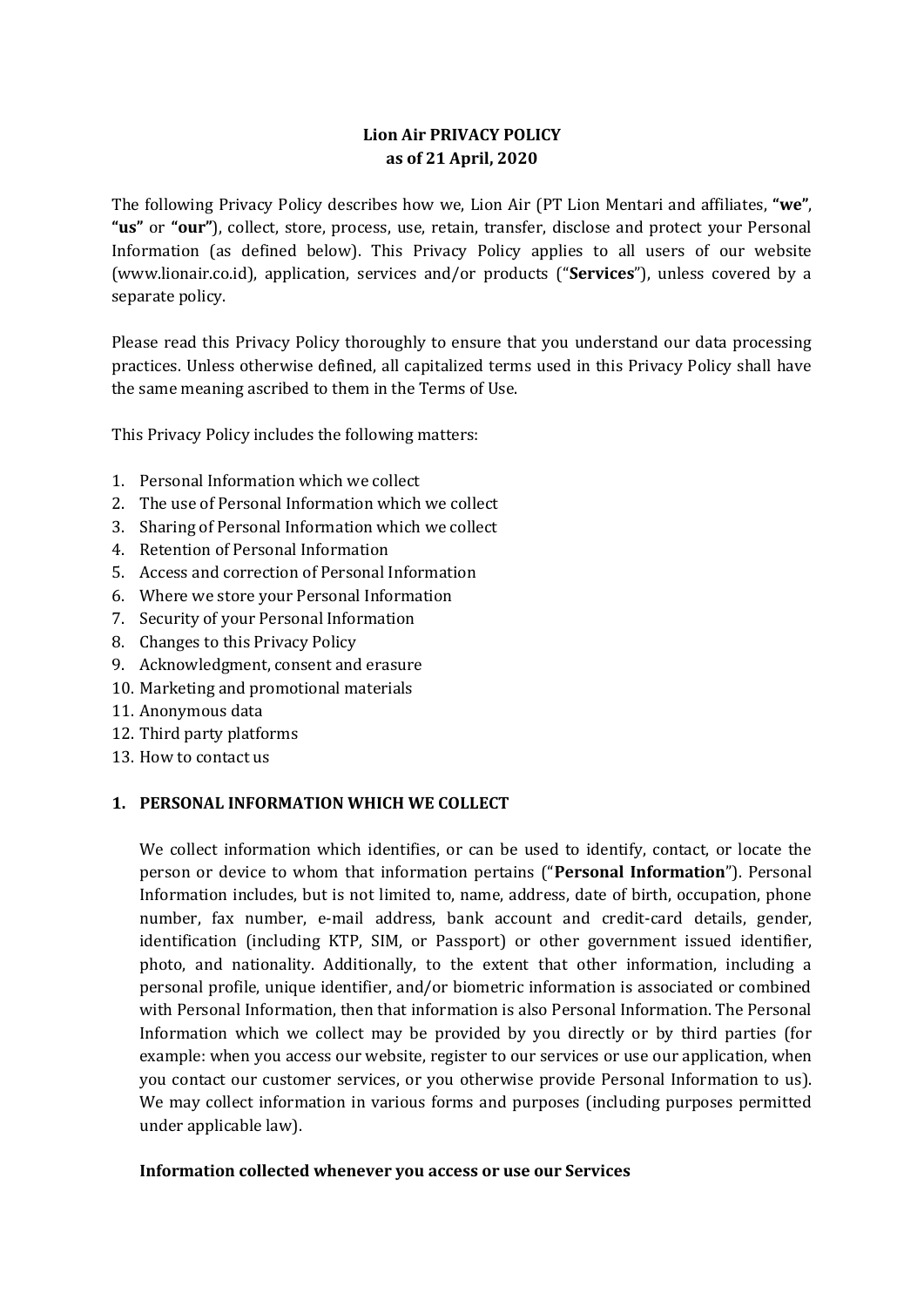# Lion Air PRIVACY POLICY
# as of 21 April, 2020

The following Privacy Policy describes how we, Lion Air (PT Lion Mentari and affiliates, **"we"**, **"us"** or **"our"**), collect, store, process, use, retain, transfer, disclose and protect your Personal Information (as defined below). This Privacy Policy applies to all users of our website (www.lionair.co.id), application, services and/or products ("**Services**"), unless covered by a separate policy.

Please read this Privacy Policy thoroughly to ensure that you understand our data processing practices. Unless otherwise defined, all capitalized terms used in this Privacy Policy shall have the same meaning ascribed to them in the Terms of Use.

This Privacy Policy includes the following matters:

1. Personal Information which we collect
2. The use of Personal Information which we collect
3. Sharing of Personal Information which we collect
4. Retention of Personal Information
5. Access and correction of Personal Information
6. Where we store your Personal Information
7. Security of your Personal Information
8. Changes to this Privacy Policy
9. Acknowledgment, consent and erasure
10. Marketing and promotional materials
11. Anonymous data
12. Third party platforms
13. How to contact us

## 1. PERSONAL INFORMATION WHICH WE COLLECT

We collect information which identifies, or can be used to identify, contact, or locate the person or device to whom that information pertains ("**Personal Information**"). Personal Information includes, but is not limited to, name, address, date of birth, occupation, phone number, fax number, e-mail address, bank account and credit-card details, gender, identification (including KTP, SIM, or Passport) or other government issued identifier, photo, and nationality. Additionally, to the extent that other information, including a personal profile, unique identifier, and/or biometric information is associated or combined with Personal Information, then that information is also Personal Information. The Personal Information which we collect may be provided by you directly or by third parties (for example: when you access our website, register to our services or use our application, when you contact our customer services, or you otherwise provide Personal Information to us). We may collect information in various forms and purposes (including purposes permitted under applicable law).

### Information collected whenever you access or use our Services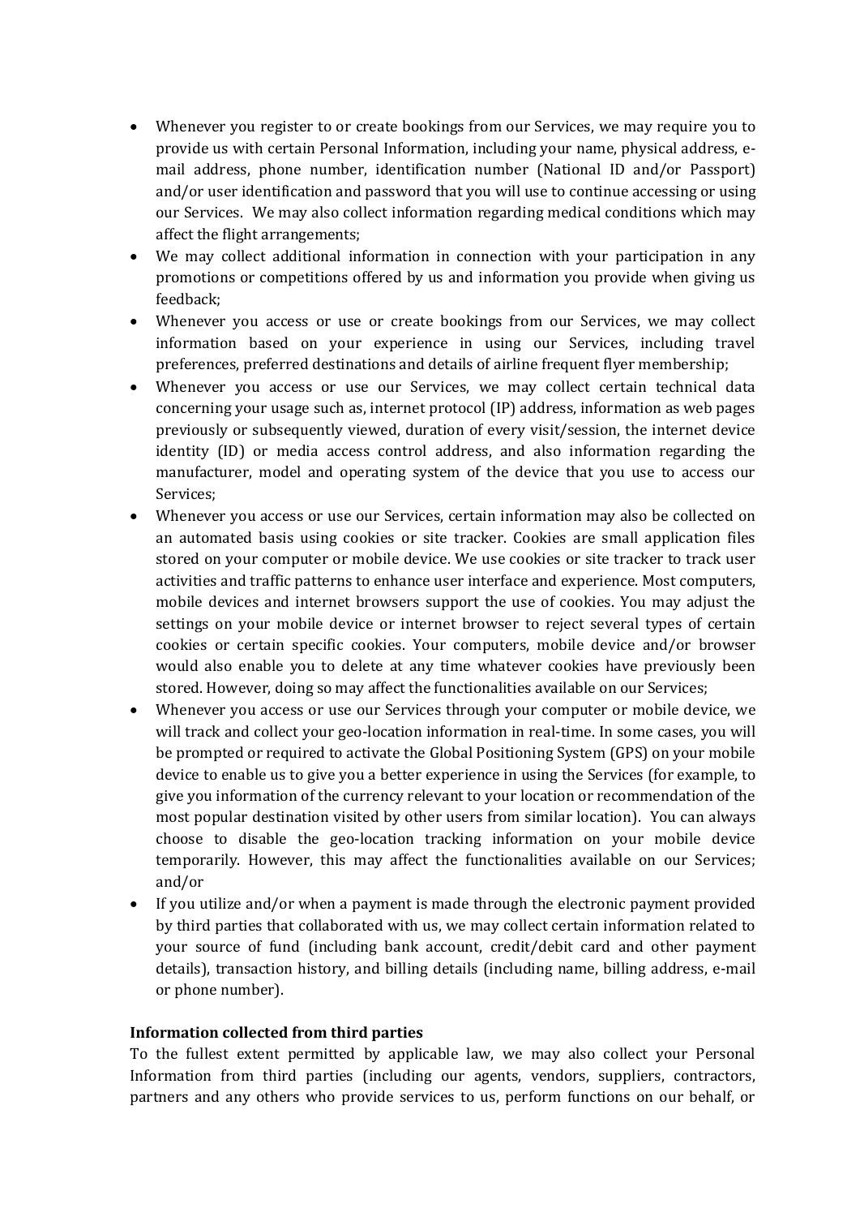- Whenever you register to or create bookings from our Services, we may require you to provide us with certain Personal Information, including your name, physical address, e-mail address, phone number, identification number (National ID and/or Passport) and/or user identification and password that you will use to continue accessing or using our Services. We may also collect information regarding medical conditions which may affect the flight arrangements;
- We may collect additional information in connection with your participation in any promotions or competitions offered by us and information you provide when giving us feedback;
- Whenever you access or use or create bookings from our Services, we may collect information based on your experience in using our Services, including travel preferences, preferred destinations and details of airline frequent flyer membership;
- Whenever you access or use our Services, we may collect certain technical data concerning your usage such as, internet protocol (IP) address, information as web pages previously or subsequently viewed, duration of every visit/session, the internet device identity (ID) or media access control address, and also information regarding the manufacturer, model and operating system of the device that you use to access our Services;
- Whenever you access or use our Services, certain information may also be collected on an automated basis using cookies or site tracker. Cookies are small application files stored on your computer or mobile device. We use cookies or site tracker to track user activities and traffic patterns to enhance user interface and experience. Most computers, mobile devices and internet browsers support the use of cookies. You may adjust the settings on your mobile device or internet browser to reject several types of certain cookies or certain specific cookies. Your computers, mobile device and/or browser would also enable you to delete at any time whatever cookies have previously been stored. However, doing so may affect the functionalities available on our Services;
- Whenever you access or use our Services through your computer or mobile device, we will track and collect your geo-location information in real-time. In some cases, you will be prompted or required to activate the Global Positioning System (GPS) on your mobile device to enable us to give you a better experience in using the Services (for example, to give you information of the currency relevant to your location or recommendation of the most popular destination visited by other users from similar location). You can always choose to disable the geo-location tracking information on your mobile device temporarily. However, this may affect the functionalities available on our Services; and/or
- If you utilize and/or when a payment is made through the electronic payment provided by third parties that collaborated with us, we may collect certain information related to your source of fund (including bank account, credit/debit card and other payment details), transaction history, and billing details (including name, billing address, e-mail or phone number).

**Information collected from third parties**

To the fullest extent permitted by applicable law, we may also collect your Personal Information from third parties (including our agents, vendors, suppliers, contractors, partners and any others who provide services to us, perform functions on our behalf, or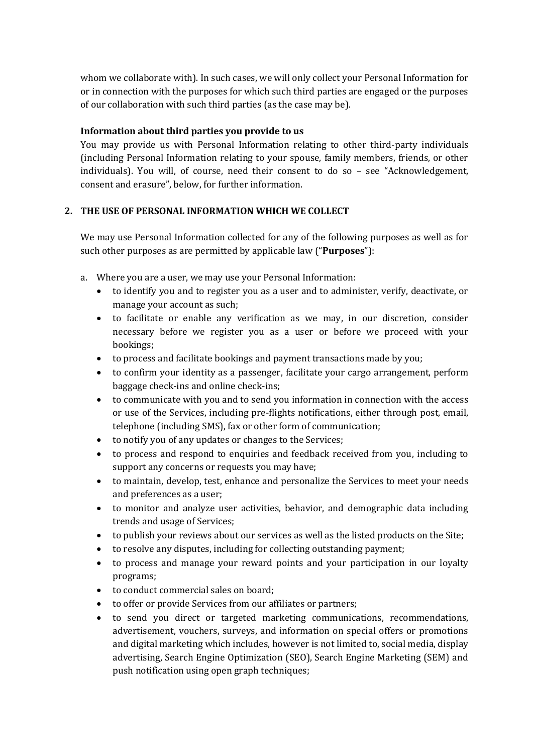whom we collaborate with). In such cases, we will only collect your Personal Information for or in connection with the purposes for which such third parties are engaged or the purposes of our collaboration with such third parties (as the case may be).

**Information about third parties you provide to us**

You may provide us with Personal Information relating to other third-party individuals (including Personal Information relating to your spouse, family members, friends, or other individuals). You will, of course, need their consent to do so – see "Acknowledgement, consent and erasure", below, for further information.

## 2. THE USE OF PERSONAL INFORMATION WHICH WE COLLECT

We may use Personal Information collected for any of the following purposes as well as for such other purposes as are permitted by applicable law ("**Purposes**"):

a. Where you are a user, we may use your Personal Information:

- to identify you and to register you as a user and to administer, verify, deactivate, or manage your account as such;
- to facilitate or enable any verification as we may, in our discretion, consider necessary before we register you as a user or before we proceed with your bookings;
- to process and facilitate bookings and payment transactions made by you;
- to confirm your identity as a passenger, facilitate your cargo arrangement, perform baggage check-ins and online check-ins;
- to communicate with you and to send you information in connection with the access or use of the Services, including pre-flights notifications, either through post, email, telephone (including SMS), fax or other form of communication;
- to notify you of any updates or changes to the Services;
- to process and respond to enquiries and feedback received from you, including to support any concerns or requests you may have;
- to maintain, develop, test, enhance and personalize the Services to meet your needs and preferences as a user;
- to monitor and analyze user activities, behavior, and demographic data including trends and usage of Services;
- to publish your reviews about our services as well as the listed products on the Site;
- to resolve any disputes, including for collecting outstanding payment;
- to process and manage your reward points and your participation in our loyalty programs;
- to conduct commercial sales on board;
- to offer or provide Services from our affiliates or partners;
- to send you direct or targeted marketing communications, recommendations, advertisement, vouchers, surveys, and information on special offers or promotions and digital marketing which includes, however is not limited to, social media, display advertising, Search Engine Optimization (SEO), Search Engine Marketing (SEM) and push notification using open graph techniques;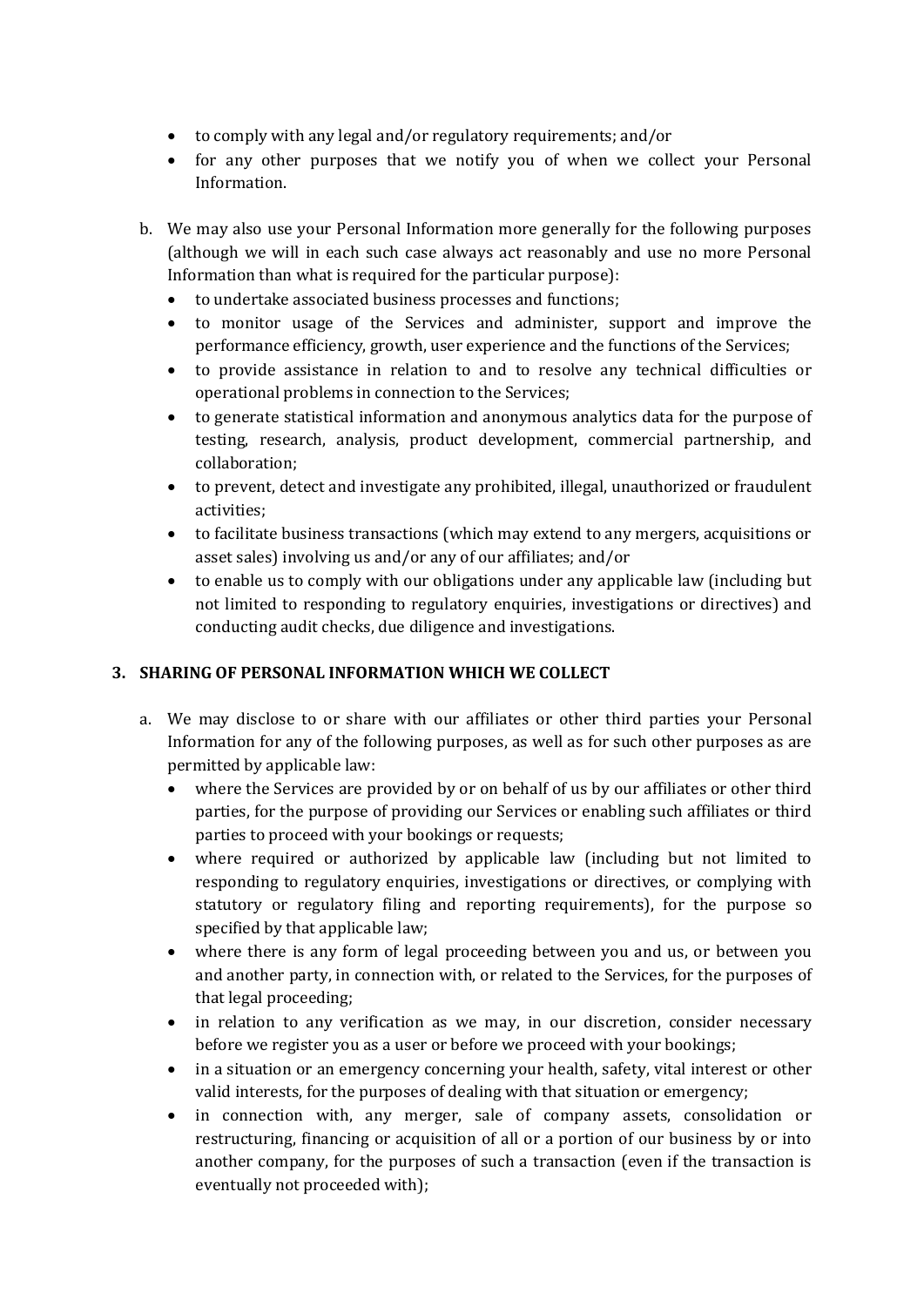- to comply with any legal and/or regulatory requirements; and/or
- for any other purposes that we notify you of when we collect your Personal Information.

b. We may also use your Personal Information more generally for the following purposes (although we will in each such case always act reasonably and use no more Personal Information than what is required for the particular purpose):

- to undertake associated business processes and functions;
- to monitor usage of the Services and administer, support and improve the performance efficiency, growth, user experience and the functions of the Services;
- to provide assistance in relation to and to resolve any technical difficulties or operational problems in connection to the Services;
- to generate statistical information and anonymous analytics data for the purpose of testing, research, analysis, product development, commercial partnership, and collaboration;
- to prevent, detect and investigate any prohibited, illegal, unauthorized or fraudulent activities;
- to facilitate business transactions (which may extend to any mergers, acquisitions or asset sales) involving us and/or any of our affiliates; and/or
- to enable us to comply with our obligations under any applicable law (including but not limited to responding to regulatory enquiries, investigations or directives) and conducting audit checks, due diligence and investigations.

## 3. SHARING OF PERSONAL INFORMATION WHICH WE COLLECT

a. We may disclose to or share with our affiliates or other third parties your Personal Information for any of the following purposes, as well as for such other purposes as are permitted by applicable law:

- where the Services are provided by or on behalf of us by our affiliates or other third parties, for the purpose of providing our Services or enabling such affiliates or third parties to proceed with your bookings or requests;
- where required or authorized by applicable law (including but not limited to responding to regulatory enquiries, investigations or directives, or complying with statutory or regulatory filing and reporting requirements), for the purpose so specified by that applicable law;
- where there is any form of legal proceeding between you and us, or between you and another party, in connection with, or related to the Services, for the purposes of that legal proceeding;
- in relation to any verification as we may, in our discretion, consider necessary before we register you as a user or before we proceed with your bookings;
- in a situation or an emergency concerning your health, safety, vital interest or other valid interests, for the purposes of dealing with that situation or emergency;
- in connection with, any merger, sale of company assets, consolidation or restructuring, financing or acquisition of all or a portion of our business by or into another company, for the purposes of such a transaction (even if the transaction is eventually not proceeded with);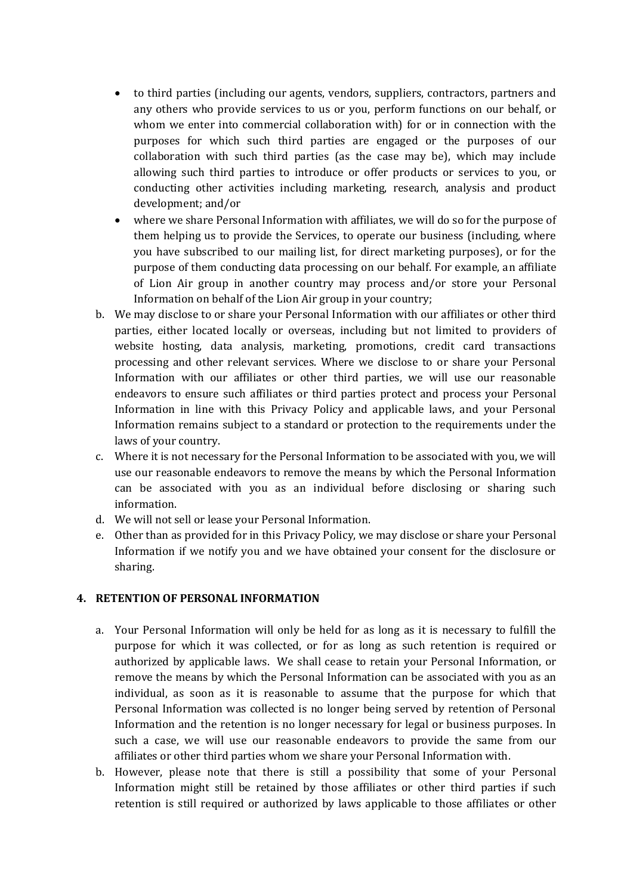- to third parties (including our agents, vendors, suppliers, contractors, partners and any others who provide services to us or you, perform functions on our behalf, or whom we enter into commercial collaboration with) for or in connection with the purposes for which such third parties are engaged or the purposes of our collaboration with such third parties (as the case may be), which may include allowing such third parties to introduce or offer products or services to you, or conducting other activities including marketing, research, analysis and product development; and/or
- where we share Personal Information with affiliates, we will do so for the purpose of them helping us to provide the Services, to operate our business (including, where you have subscribed to our mailing list, for direct marketing purposes), or for the purpose of them conducting data processing on our behalf. For example, an affiliate of Lion Air group in another country may process and/or store your Personal Information on behalf of the Lion Air group in your country;

b. We may disclose to or share your Personal Information with our affiliates or other third parties, either located locally or overseas, including but not limited to providers of website hosting, data analysis, marketing, promotions, credit card transactions processing and other relevant services. Where we disclose to or share your Personal Information with our affiliates or other third parties, we will use our reasonable endeavors to ensure such affiliates or third parties protect and process your Personal Information in line with this Privacy Policy and applicable laws, and your Personal Information remains subject to a standard or protection to the requirements under the laws of your country.

c. Where it is not necessary for the Personal Information to be associated with you, we will use our reasonable endeavors to remove the means by which the Personal Information can be associated with you as an individual before disclosing or sharing such information.

d. We will not sell or lease your Personal Information.

e. Other than as provided for in this Privacy Policy, we may disclose or share your Personal Information if we notify you and we have obtained your consent for the disclosure or sharing.

## 4. RETENTION OF PERSONAL INFORMATION

a. Your Personal Information will only be held for as long as it is necessary to fulfill the purpose for which it was collected, or for as long as such retention is required or authorized by applicable laws. We shall cease to retain your Personal Information, or remove the means by which the Personal Information can be associated with you as an individual, as soon as it is reasonable to assume that the purpose for which that Personal Information was collected is no longer being served by retention of Personal Information and the retention is no longer necessary for legal or business purposes. In such a case, we will use our reasonable endeavors to provide the same from our affiliates or other third parties whom we share your Personal Information with.

b. However, please note that there is still a possibility that some of your Personal Information might still be retained by those affiliates or other third parties if such retention is still required or authorized by laws applicable to those affiliates or other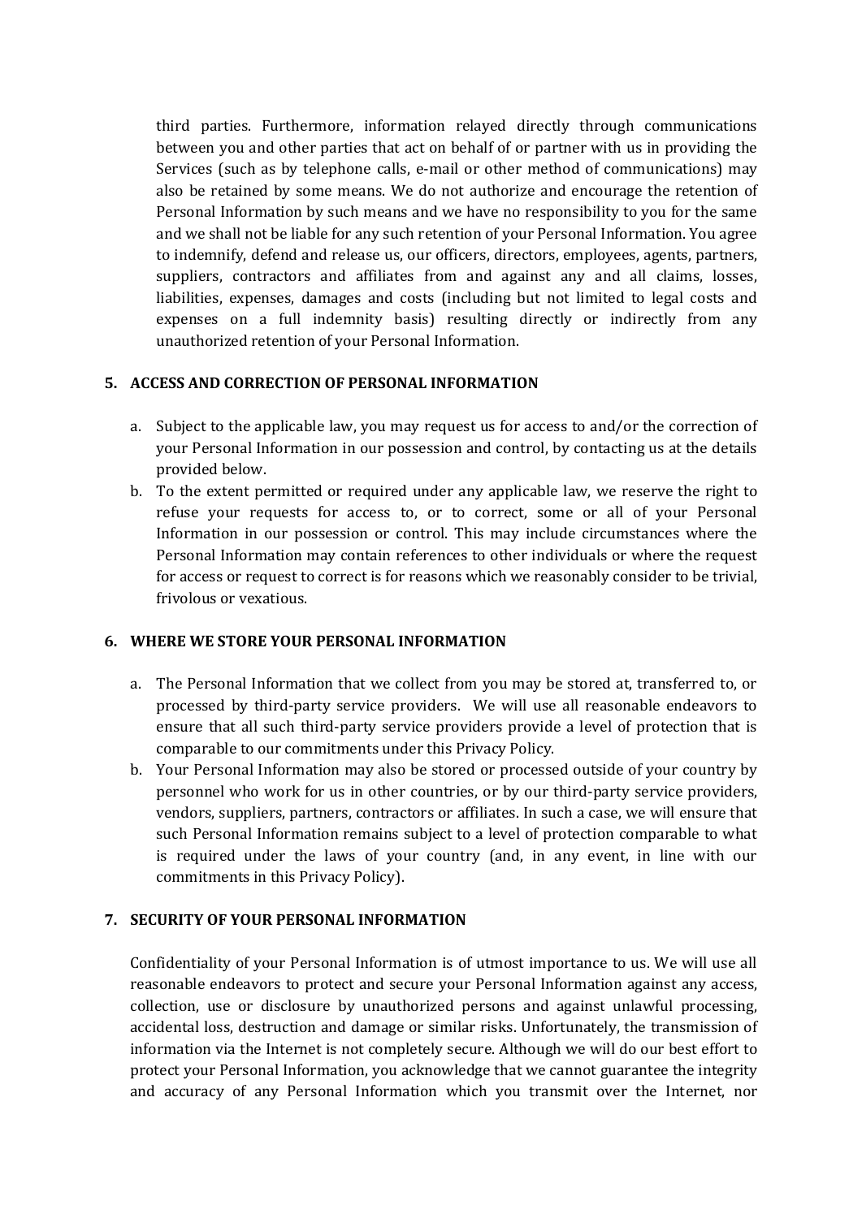third parties. Furthermore, information relayed directly through communications between you and other parties that act on behalf of or partner with us in providing the Services (such as by telephone calls, e-mail or other method of communications) may also be retained by some means. We do not authorize and encourage the retention of Personal Information by such means and we have no responsibility to you for the same and we shall not be liable for any such retention of your Personal Information. You agree to indemnify, defend and release us, our officers, directors, employees, agents, partners, suppliers, contractors and affiliates from and against any and all claims, losses, liabilities, expenses, damages and costs (including but not limited to legal costs and expenses on a full indemnity basis) resulting directly or indirectly from any unauthorized retention of your Personal Information.

## 5. ACCESS AND CORRECTION OF PERSONAL INFORMATION

a. Subject to the applicable law, you may request us for access to and/or the correction of your Personal Information in our possession and control, by contacting us at the details provided below.
b. To the extent permitted or required under any applicable law, we reserve the right to refuse your requests for access to, or to correct, some or all of your Personal Information in our possession or control. This may include circumstances where the Personal Information may contain references to other individuals or where the request for access or request to correct is for reasons which we reasonably consider to be trivial, frivolous or vexatious.

## 6. WHERE WE STORE YOUR PERSONAL INFORMATION

a. The Personal Information that we collect from you may be stored at, transferred to, or processed by third-party service providers. We will use all reasonable endeavors to ensure that all such third-party service providers provide a level of protection that is comparable to our commitments under this Privacy Policy.
b. Your Personal Information may also be stored or processed outside of your country by personnel who work for us in other countries, or by our third-party service providers, vendors, suppliers, partners, contractors or affiliates. In such a case, we will ensure that such Personal Information remains subject to a level of protection comparable to what is required under the laws of your country (and, in any event, in line with our commitments in this Privacy Policy).

## 7. SECURITY OF YOUR PERSONAL INFORMATION

Confidentiality of your Personal Information is of utmost importance to us. We will use all reasonable endeavors to protect and secure your Personal Information against any access, collection, use or disclosure by unauthorized persons and against unlawful processing, accidental loss, destruction and damage or similar risks. Unfortunately, the transmission of information via the Internet is not completely secure. Although we will do our best effort to protect your Personal Information, you acknowledge that we cannot guarantee the integrity and accuracy of any Personal Information which you transmit over the Internet, nor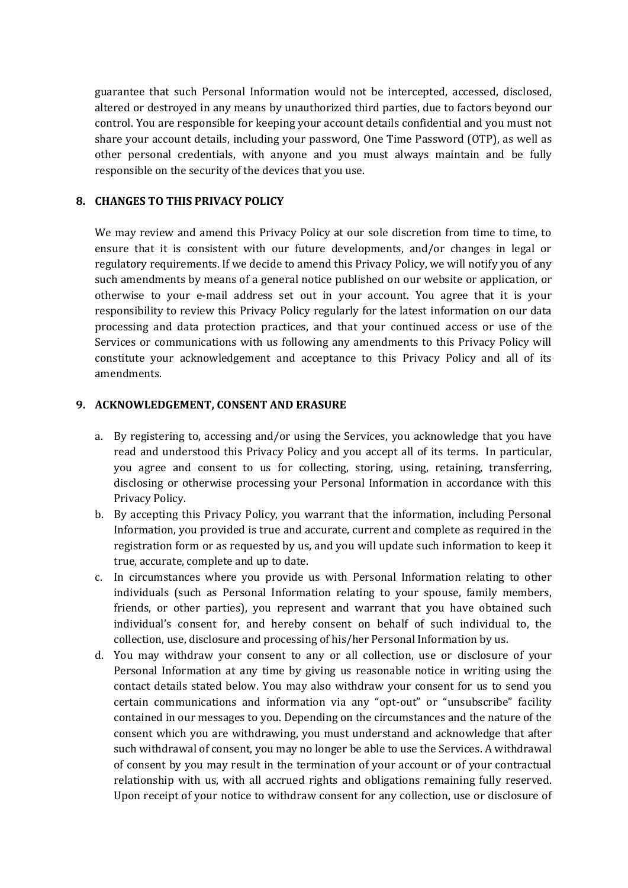guarantee that such Personal Information would not be intercepted, accessed, disclosed, altered or destroyed in any means by unauthorized third parties, due to factors beyond our control. You are responsible for keeping your account details confidential and you must not share your account details, including your password, One Time Password (OTP), as well as other personal credentials, with anyone and you must always maintain and be fully responsible on the security of the devices that you use.

## 8. CHANGES TO THIS PRIVACY POLICY

We may review and amend this Privacy Policy at our sole discretion from time to time, to ensure that it is consistent with our future developments, and/or changes in legal or regulatory requirements. If we decide to amend this Privacy Policy, we will notify you of any such amendments by means of a general notice published on our website or application, or otherwise to your e-mail address set out in your account. You agree that it is your responsibility to review this Privacy Policy regularly for the latest information on our data processing and data protection practices, and that your continued access or use of the Services or communications with us following any amendments to this Privacy Policy will constitute your acknowledgement and acceptance to this Privacy Policy and all of its amendments.

## 9. ACKNOWLEDGEMENT, CONSENT AND ERASURE

a. By registering to, accessing and/or using the Services, you acknowledge that you have read and understood this Privacy Policy and you accept all of its terms. In particular, you agree and consent to us for collecting, storing, using, retaining, transferring, disclosing or otherwise processing your Personal Information in accordance with this Privacy Policy.

b. By accepting this Privacy Policy, you warrant that the information, including Personal Information, you provided is true and accurate, current and complete as required in the registration form or as requested by us, and you will update such information to keep it true, accurate, complete and up to date.

c. In circumstances where you provide us with Personal Information relating to other individuals (such as Personal Information relating to your spouse, family members, friends, or other parties), you represent and warrant that you have obtained such individual's consent for, and hereby consent on behalf of such individual to, the collection, use, disclosure and processing of his/her Personal Information by us.

d. You may withdraw your consent to any or all collection, use or disclosure of your Personal Information at any time by giving us reasonable notice in writing using the contact details stated below. You may also withdraw your consent for us to send you certain communications and information via any "opt-out" or "unsubscribe" facility contained in our messages to you. Depending on the circumstances and the nature of the consent which you are withdrawing, you must understand and acknowledge that after such withdrawal of consent, you may no longer be able to use the Services. A withdrawal of consent by you may result in the termination of your account or of your contractual relationship with us, with all accrued rights and obligations remaining fully reserved. Upon receipt of your notice to withdraw consent for any collection, use or disclosure of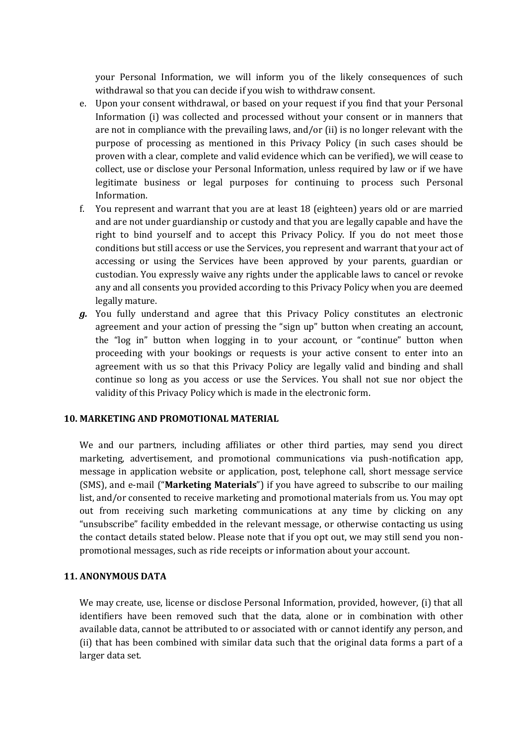your Personal Information, we will inform you of the likely consequences of such withdrawal so that you can decide if you wish to withdraw consent.

e. Upon your consent withdrawal, or based on your request if you find that your Personal Information (i) was collected and processed without your consent or in manners that are not in compliance with the prevailing laws, and/or (ii) is no longer relevant with the purpose of processing as mentioned in this Privacy Policy (in such cases should be proven with a clear, complete and valid evidence which can be verified), we will cease to collect, use or disclose your Personal Information, unless required by law or if we have legitimate business or legal purposes for continuing to process such Personal Information.

f. You represent and warrant that you are at least 18 (eighteen) years old or are married and are not under guardianship or custody and that you are legally capable and have the right to bind yourself and to accept this Privacy Policy. If you do not meet those conditions but still access or use the Services, you represent and warrant that your act of accessing or using the Services have been approved by your parents, guardian or custodian. You expressly waive any rights under the applicable laws to cancel or revoke any and all consents you provided according to this Privacy Policy when you are deemed legally mature.

***g.*** You fully understand and agree that this Privacy Policy constitutes an electronic agreement and your action of pressing the "sign up" button when creating an account, the "log in" button when logging in to your account, or "continue" button when proceeding with your bookings or requests is your active consent to enter into an agreement with us so that this Privacy Policy are legally valid and binding and shall continue so long as you access or use the Services. You shall not sue nor object the validity of this Privacy Policy which is made in the electronic form.

**10. MARKETING AND PROMOTIONAL MATERIAL**

We and our partners, including affiliates or other third parties, may send you direct marketing, advertisement, and promotional communications via push-notification app, message in application website or application, post, telephone call, short message service (SMS), and e-mail ("**Marketing Materials**") if you have agreed to subscribe to our mailing list, and/or consented to receive marketing and promotional materials from us. You may opt out from receiving such marketing communications at any time by clicking on any "unsubscribe" facility embedded in the relevant message, or otherwise contacting us using the contact details stated below. Please note that if you opt out, we may still send you non-promotional messages, such as ride receipts or information about your account.

**11. ANONYMOUS DATA**

We may create, use, license or disclose Personal Information, provided, however, (i) that all identifiers have been removed such that the data, alone or in combination with other available data, cannot be attributed to or associated with or cannot identify any person, and (ii) that has been combined with similar data such that the original data forms a part of a larger data set.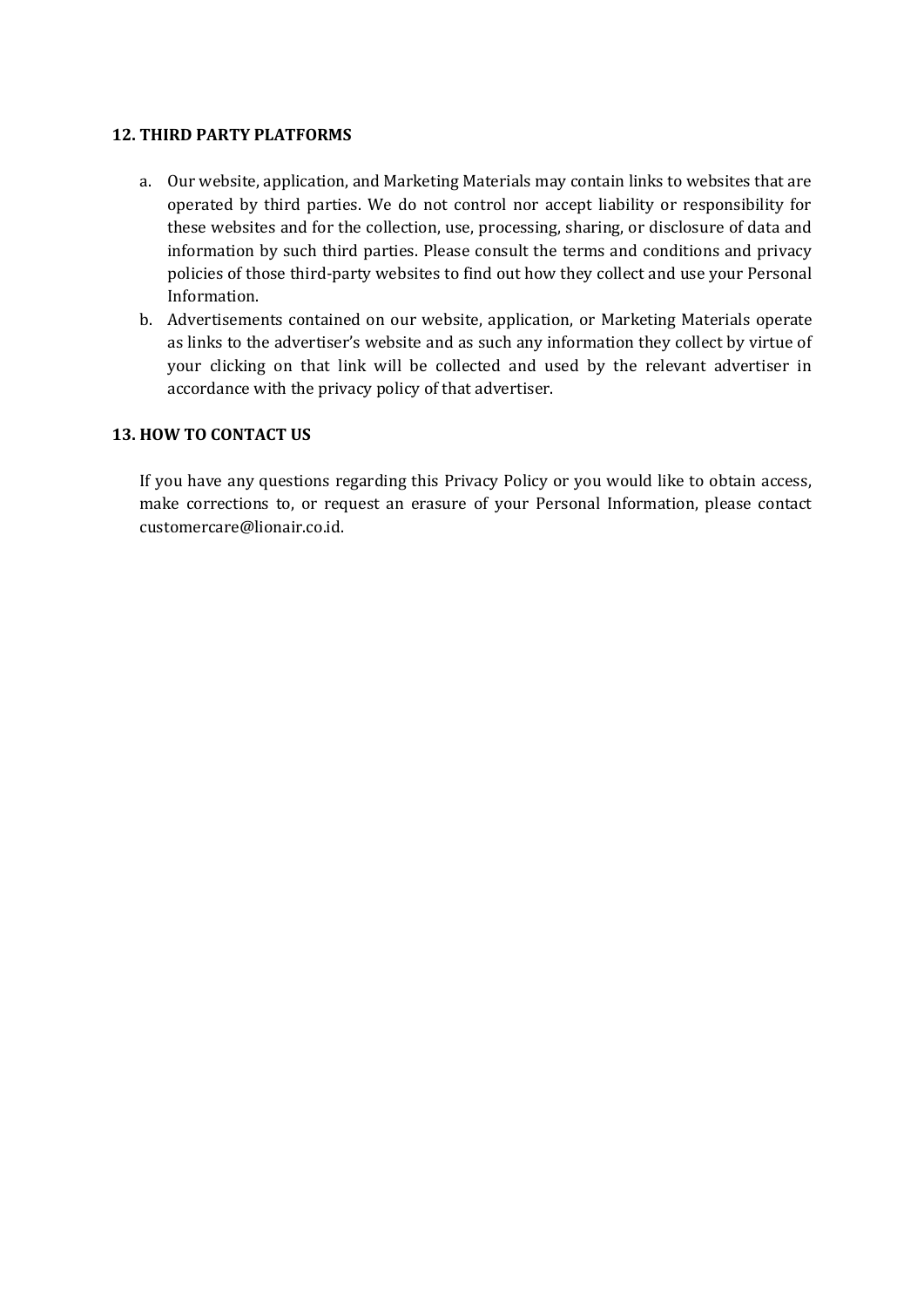## 12. THIRD PARTY PLATFORMS

a. Our website, application, and Marketing Materials may contain links to websites that are operated by third parties. We do not control nor accept liability or responsibility for these websites and for the collection, use, processing, sharing, or disclosure of data and information by such third parties. Please consult the terms and conditions and privacy policies of those third-party websites to find out how they collect and use your Personal Information.
b. Advertisements contained on our website, application, or Marketing Materials operate as links to the advertiser's website and as such any information they collect by virtue of your clicking on that link will be collected and used by the relevant advertiser in accordance with the privacy policy of that advertiser.

## 13. HOW TO CONTACT US

If you have any questions regarding this Privacy Policy or you would like to obtain access, make corrections to, or request an erasure of your Personal Information, please contact customercare@lionair.co.id.